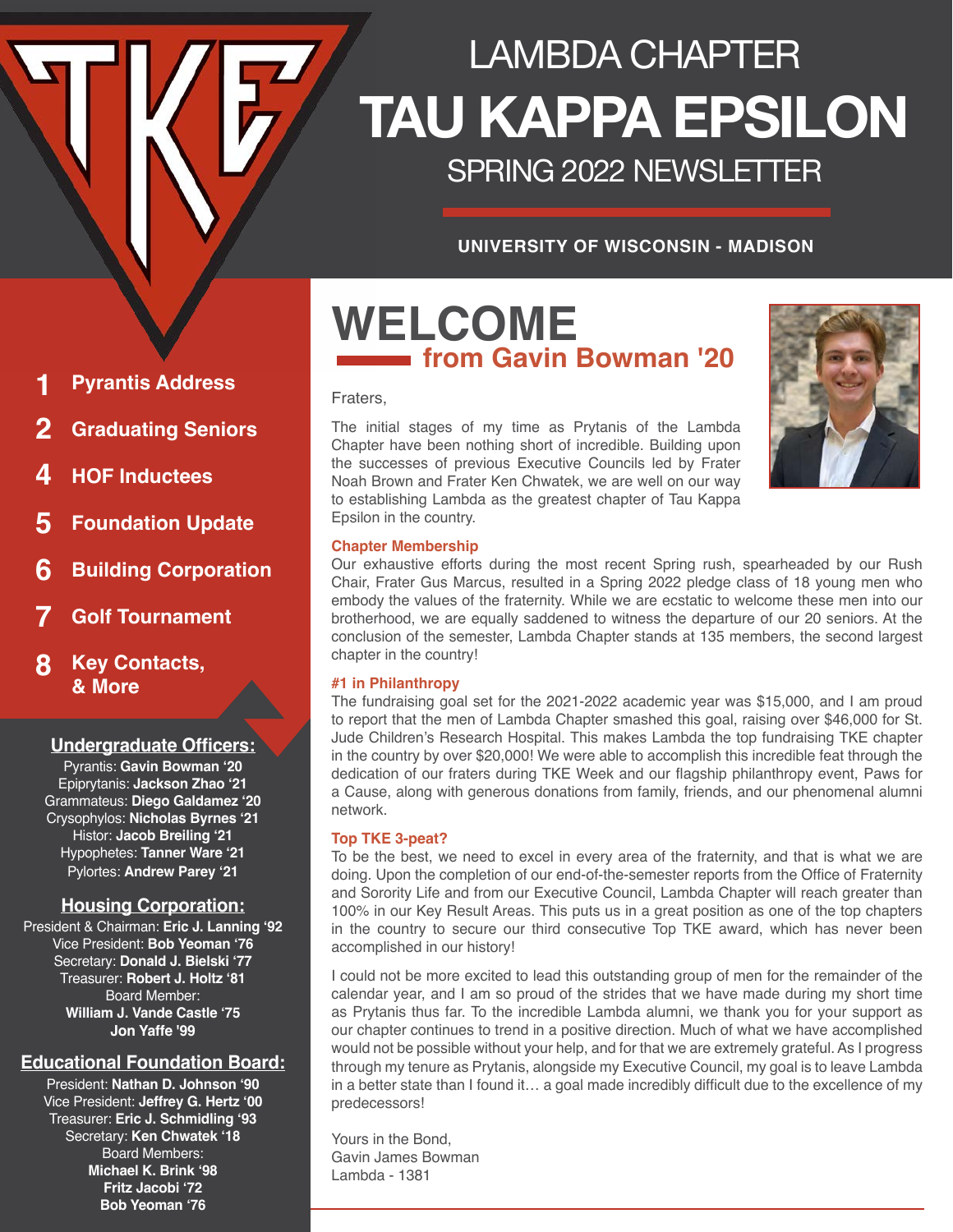# LAMBDA CHAPTER
# TAU KAPPA EPSILON
## SPRING 2022 NEWSLETTER

**UNIVERSITY OF WISCONSIN - MADISON**

1 **Pyrantis Address**
2 **Graduating Seniors**
4 **HOF Inductees**
5 **Foundation Update**
6 **Building Corporation**
7 **Golf Tournament**
8 **Key Contacts, & More**

### Undergraduate Officers:

Pyrantis: **Gavin Bowman '20**
Epiprytanis: **Jackson Zhao '21**
Grammateus: **Diego Galdamez '20**
Crysophylos: **Nicholas Byrnes '21**
Histor: **Jacob Breiling '21**
Hypophetes: **Tanner Ware '21**
Pylortes: **Andrew Parey '21**

### Housing Corporation:

President & Chairman: **Eric J. Lanning '92**
Vice President: **Bob Yeoman '76**
Secretary: **Donald J. Bielski '77**
Treasurer: **Robert J. Holtz '81**
Board Member:
**William J. Vande Castle '75**
**Jon Yaffe '99**

### Educational Foundation Board:

President: **Nathan D. Johnson '90**
Vice President: **Jeffrey G. Hertz '00**
Treasurer: **Eric J. Schmidling '93**
Secretary: **Ken Chwatek '18**
Board Members:
**Michael K. Brink '98**
**Fritz Jacobi '72**
**Bob Yeoman '76**

# WELCOME
## from Gavin Bowman '20

Fraters,

The initial stages of my time as Prytanis of the Lambda Chapter have been nothing short of incredible. Building upon the successes of previous Executive Councils led by Frater Noah Brown and Frater Ken Chwatek, we are well on our way to establishing Lambda as the greatest chapter of Tau Kappa Epsilon in the country.

**Chapter Membership**

Our exhaustive efforts during the most recent Spring rush, spearheaded by our Rush Chair, Frater Gus Marcus, resulted in a Spring 2022 pledge class of 18 young men who embody the values of the fraternity. While we are ecstatic to welcome these men into our brotherhood, we are equally saddened to witness the departure of our 20 seniors. At the conclusion of the semester, Lambda Chapter stands at 135 members, the second largest chapter in the country!

**#1 in Philanthropy**

The fundraising goal set for the 2021-2022 academic year was $15,000, and I am proud to report that the men of Lambda Chapter smashed this goal, raising over $46,000 for St. Jude Children's Research Hospital. This makes Lambda the top fundraising TKE chapter in the country by over $20,000! We were able to accomplish this incredible feat through the dedication of our fraters during TKE Week and our flagship philanthropy event, Paws for a Cause, along with generous donations from family, friends, and our phenomenal alumni network.

**Top TKE 3-peat?**

To be the best, we need to excel in every area of the fraternity, and that is what we are doing. Upon the completion of our end-of-the-semester reports from the Office of Fraternity and Sorority Life and from our Executive Council, Lambda Chapter will reach greater than 100% in our Key Result Areas. This puts us in a great position as one of the top chapters in the country to secure our third consecutive Top TKE award, which has never been accomplished in our history!

I could not be more excited to lead this outstanding group of men for the remainder of the calendar year, and I am so proud of the strides that we have made during my short time as Prytanis thus far. To the incredible Lambda alumni, we thank you for your support as our chapter continues to trend in a positive direction. Much of what we have accomplished would not be possible without your help, and for that we are extremely grateful. As I progress through my tenure as Prytanis, alongside my Executive Council, my goal is to leave Lambda in a better state than I found it… a goal made incredibly difficult due to the excellence of my predecessors!

Yours in the Bond,
Gavin James Bowman
Lambda - 1381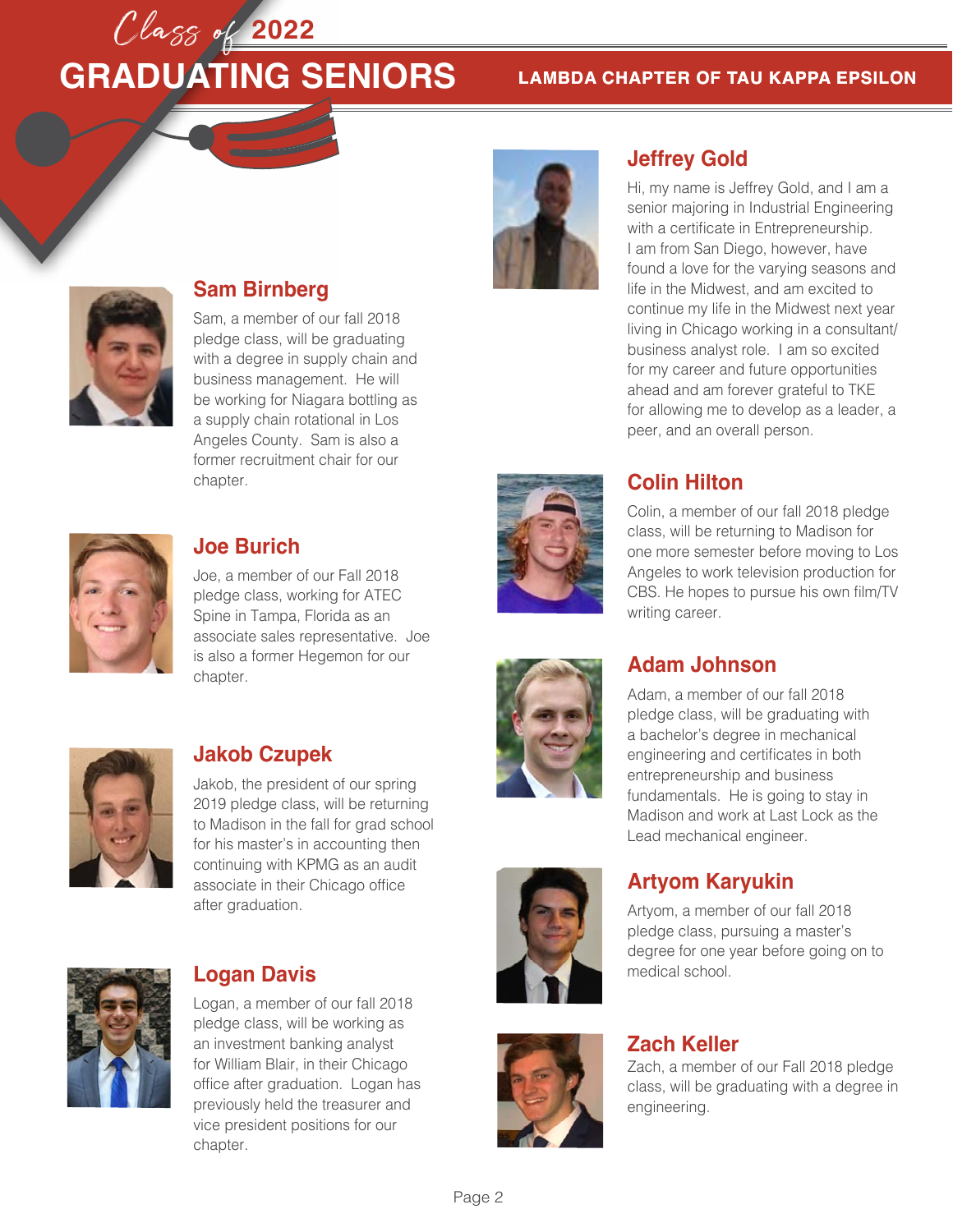*Class of* 2022

# GRADUATING SENIORS

**LAMBDA CHAPTER OF TAU KAPPA EPSILON**

## Sam Birnberg

Sam, a member of our fall 2018 pledge class, will be graduating with a degree in supply chain and business management. He will be working for Niagara bottling as a supply chain rotational in Los Angeles County. Sam is also a former recruitment chair for our chapter.

## Joe Burich

Joe, a member of our Fall 2018 pledge class, working for ATEC Spine in Tampa, Florida as an associate sales representative. Joe is also a former Hegemon for our chapter.

## Jakob Czupek

Jakob, the president of our spring 2019 pledge class, will be returning to Madison in the fall for grad school for his master's in accounting then continuing with KPMG as an audit associate in their Chicago office after graduation.

## Logan Davis

Logan, a member of our fall 2018 pledge class, will be working as an investment banking analyst for William Blair, in their Chicago office after graduation. Logan has previously held the treasurer and vice president positions for our chapter.

## Jeffrey Gold

Hi, my name is Jeffrey Gold, and I am a senior majoring in Industrial Engineering with a certificate in Entrepreneurship. I am from San Diego, however, have found a love for the varying seasons and life in the Midwest, and am excited to continue my life in the Midwest next year living in Chicago working in a consultant/ business analyst role. I am so excited for my career and future opportunities ahead and am forever grateful to TKE for allowing me to develop as a leader, a peer, and an overall person.

## Colin Hilton

Colin, a member of our fall 2018 pledge class, will be returning to Madison for one more semester before moving to Los Angeles to work television production for CBS. He hopes to pursue his own film/TV writing career.

## Adam Johnson

Adam, a member of our fall 2018 pledge class, will be graduating with a bachelor's degree in mechanical engineering and certificates in both entrepreneurship and business fundamentals. He is going to stay in Madison and work at Last Lock as the Lead mechanical engineer.

## Artyom Karyukin

Artyom, a member of our fall 2018 pledge class, pursuing a master's degree for one year before going on to medical school.

## Zach Keller

Zach, a member of our Fall 2018 pledge class, will be graduating with a degree in engineering.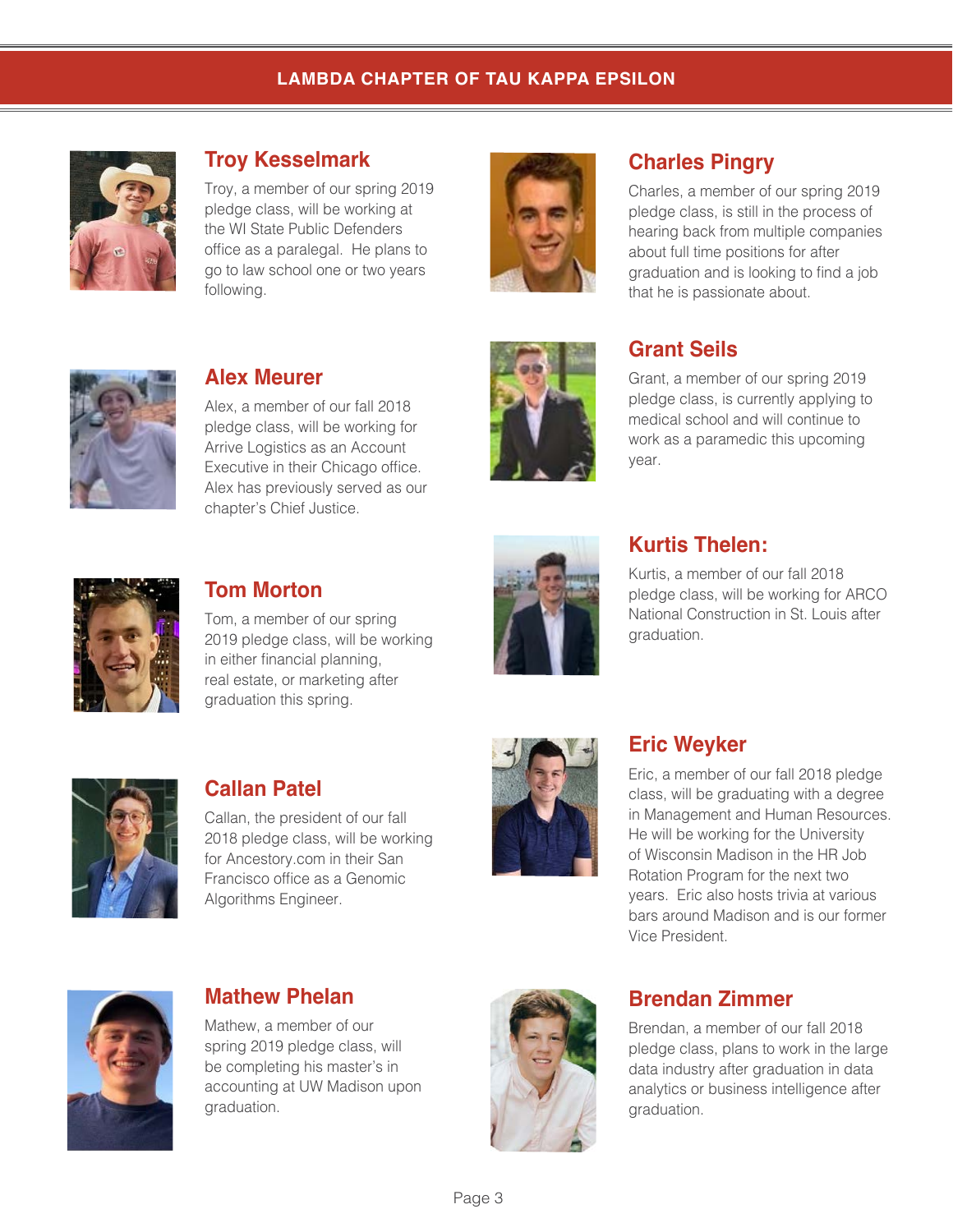## Troy Kesselmark

Troy, a member of our spring 2019 pledge class, will be working at the WI State Public Defenders office as a paralegal. He plans to go to law school one or two years following.

## Alex Meurer

Alex, a member of our fall 2018 pledge class, will be working for Arrive Logistics as an Account Executive in their Chicago office. Alex has previously served as our chapter's Chief Justice.

## Tom Morton

Tom, a member of our spring 2019 pledge class, will be working in either financial planning, real estate, or marketing after graduation this spring.

## Callan Patel

Callan, the president of our fall 2018 pledge class, will be working for Ancestory.com in their San Francisco office as a Genomic Algorithms Engineer.

## Mathew Phelan

Mathew, a member of our spring 2019 pledge class, will be completing his master's in accounting at UW Madison upon graduation.

## Charles Pingry

Charles, a member of our spring 2019 pledge class, is still in the process of hearing back from multiple companies about full time positions for after graduation and is looking to find a job that he is passionate about.

## Grant Seils

Grant, a member of our spring 2019 pledge class, is currently applying to medical school and will continue to work as a paramedic this upcoming year.

## Kurtis Thelen:

Kurtis, a member of our fall 2018 pledge class, will be working for ARCO National Construction in St. Louis after graduation.

## Eric Weyker

Eric, a member of our fall 2018 pledge class, will be graduating with a degree in Management and Human Resources. He will be working for the University of Wisconsin Madison in the HR Job Rotation Program for the next two years. Eric also hosts trivia at various bars around Madison and is our former Vice President.

## Brendan Zimmer

Brendan, a member of our fall 2018 pledge class, plans to work in the large data industry after graduation in data analytics or business intelligence after graduation.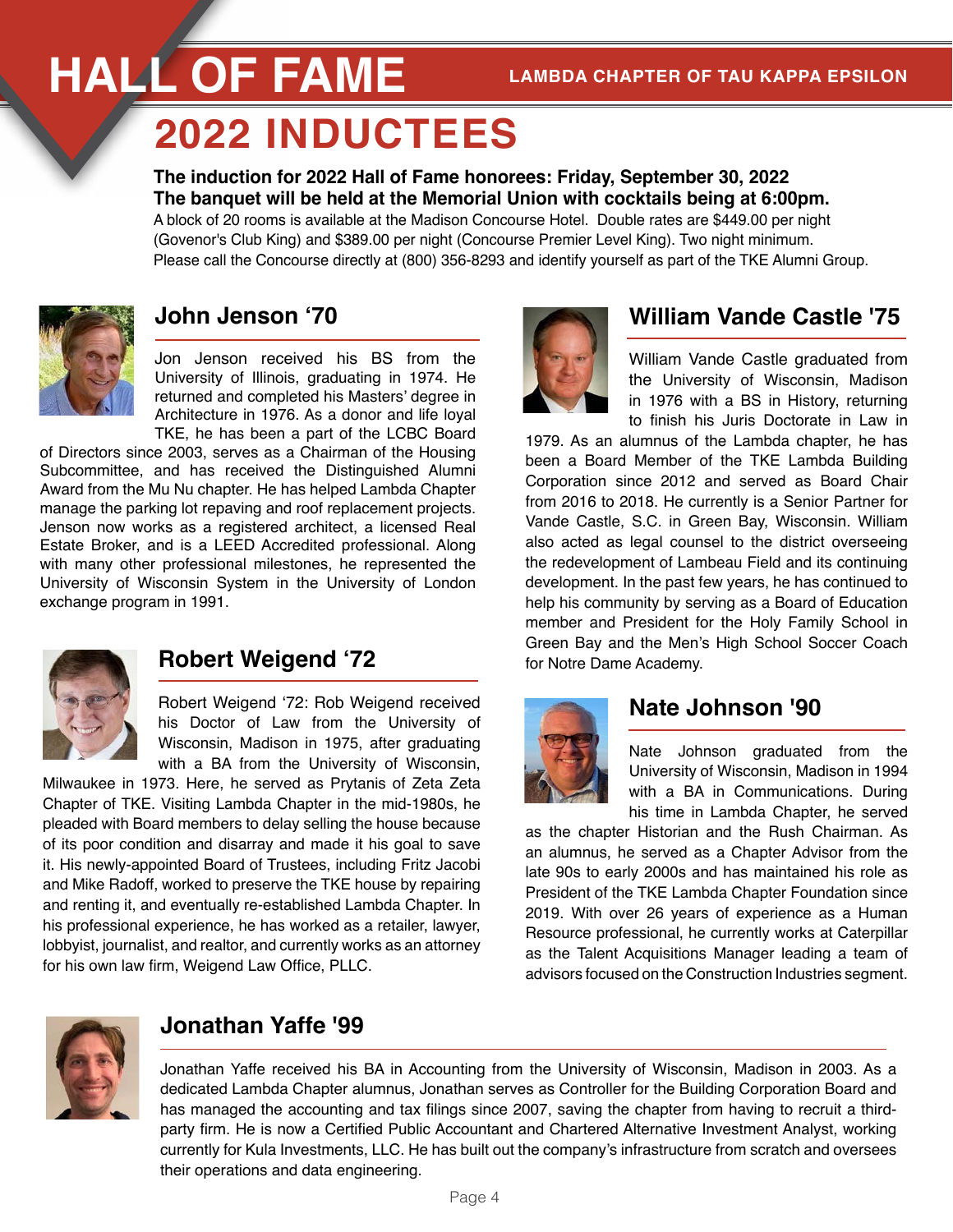# HALL OF FAME

**LAMBDA CHAPTER OF TAU KAPPA EPSILON**

## 2022 INDUCTEES

**The induction for 2022 Hall of Fame honorees: Friday, September 30, 2022**
**The banquet will be held at the Memorial Union with cocktails being at 6:00pm.**

A block of 20 rooms is available at the Madison Concourse Hotel. Double rates are $449.00 per night (Govenor's Club King) and $389.00 per night (Concourse Premier Level King). Two night minimum. Please call the Concourse directly at (800) 356-8293 and identify yourself as part of the TKE Alumni Group.

### John Jenson ‘70

Jon Jenson received his BS from the University of Illinois, graduating in 1974. He returned and completed his Masters' degree in Architecture in 1976. As a donor and life loyal TKE, he has been a part of the LCBC Board of Directors since 2003, serves as a Chairman of the Housing Subcommittee, and has received the Distinguished Alumni Award from the Mu Nu chapter. He has helped Lambda Chapter manage the parking lot repaving and roof replacement projects. Jenson now works as a registered architect, a licensed Real Estate Broker, and is a LEED Accredited professional. Along with many other professional milestones, he represented the University of Wisconsin System in the University of London exchange program in 1991.

### Robert Weigend ‘72

Robert Weigend ‘72: Rob Weigend received his Doctor of Law from the University of Wisconsin, Madison in 1975, after graduating with a BA from the University of Wisconsin, Milwaukee in 1973. Here, he served as Prytanis of Zeta Zeta Chapter of TKE. Visiting Lambda Chapter in the mid-1980s, he pleaded with Board members to delay selling the house because of its poor condition and disarray and made it his goal to save it. His newly-appointed Board of Trustees, including Fritz Jacobi and Mike Radoff, worked to preserve the TKE house by repairing and renting it, and eventually re-established Lambda Chapter. In his professional experience, he has worked as a retailer, lawyer, lobbyist, journalist, and realtor, and currently works as an attorney for his own law firm, Weigend Law Office, PLLC.

### William Vande Castle '75

William Vande Castle graduated from the University of Wisconsin, Madison in 1976 with a BS in History, returning to finish his Juris Doctorate in Law in 1979. As an alumnus of the Lambda chapter, he has been a Board Member of the TKE Lambda Building Corporation since 2012 and served as Board Chair from 2016 to 2018. He currently is a Senior Partner for Vande Castle, S.C. in Green Bay, Wisconsin. William also acted as legal counsel to the district overseeing the redevelopment of Lambeau Field and its continuing development. In the past few years, he has continued to help his community by serving as a Board of Education member and President for the Holy Family School in Green Bay and the Men's High School Soccer Coach for Notre Dame Academy.

### Nate Johnson '90

Nate Johnson graduated from the University of Wisconsin, Madison in 1994 with a BA in Communications. During his time in Lambda Chapter, he served as the chapter Historian and the Rush Chairman. As an alumnus, he served as a Chapter Advisor from the late 90s to early 2000s and has maintained his role as President of the TKE Lambda Chapter Foundation since 2019. With over 26 years of experience as a Human Resource professional, he currently works at Caterpillar as the Talent Acquisitions Manager leading a team of advisors focused on the Construction Industries segment.

### Jonathan Yaffe '99

Jonathan Yaffe received his BA in Accounting from the University of Wisconsin, Madison in 2003. As a dedicated Lambda Chapter alumnus, Jonathan serves as Controller for the Building Corporation Board and has managed the accounting and tax filings since 2007, saving the chapter from having to recruit a third-party firm. He is now a Certified Public Accountant and Chartered Alternative Investment Analyst, working currently for Kula Investments, LLC. He has built out the company's infrastructure from scratch and oversees their operations and data engineering.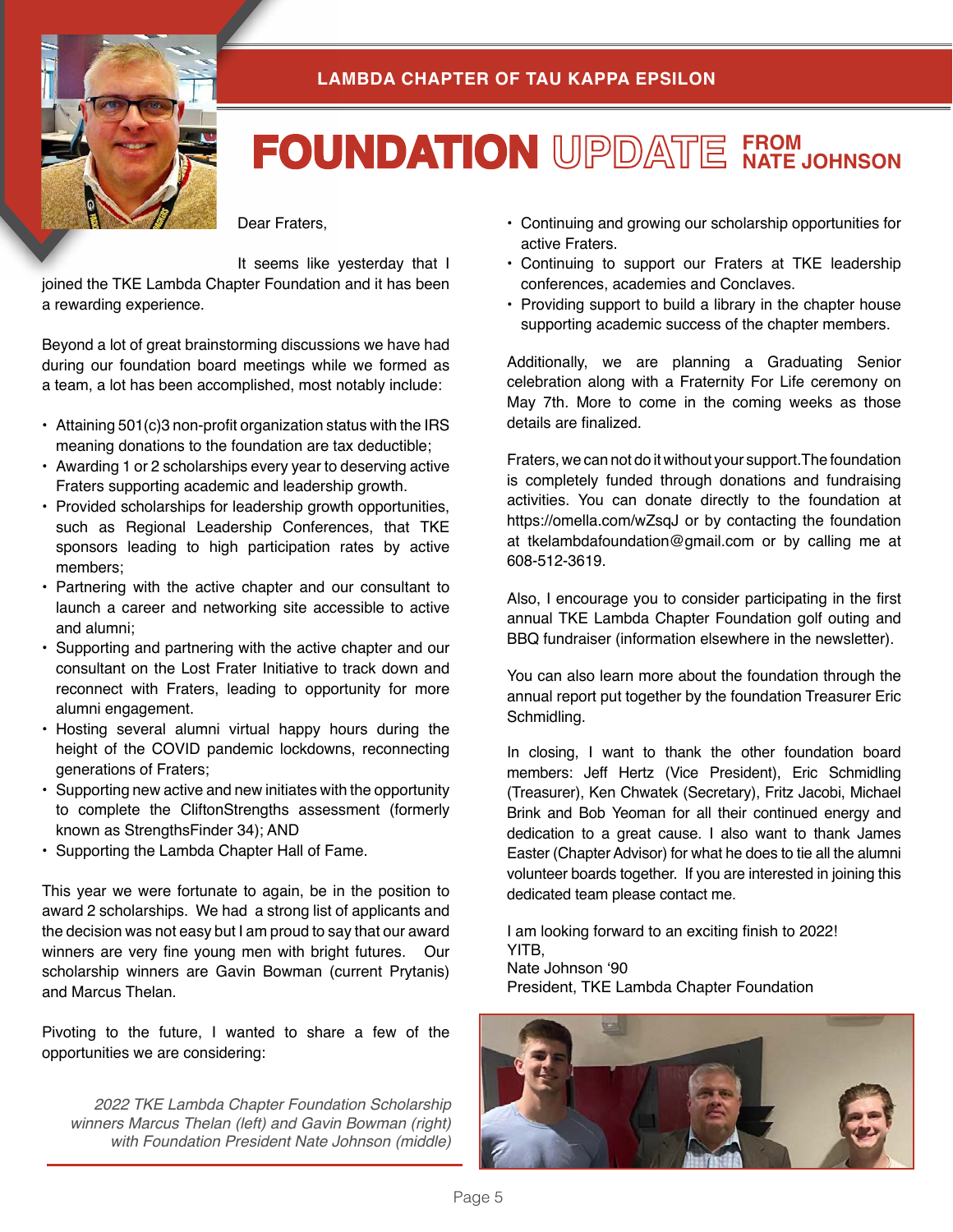LAMBDA CHAPTER OF TAU KAPPA EPSILON

# FOUNDATION UPDATE FROM NATE JOHNSON

Dear Fraters,

It seems like yesterday that I joined the TKE Lambda Chapter Foundation and it has been a rewarding experience.

Beyond a lot of great brainstorming discussions we have had during our foundation board meetings while we formed as a team, a lot has been accomplished, most notably include:

- Attaining 501(c)3 non-profit organization status with the IRS meaning donations to the foundation are tax deductible;
- Awarding 1 or 2 scholarships every year to deserving active Fraters supporting academic and leadership growth.
- Provided scholarships for leadership growth opportunities, such as Regional Leadership Conferences, that TKE sponsors leading to high participation rates by active members;
- Partnering with the active chapter and our consultant to launch a career and networking site accessible to active and alumni;
- Supporting and partnering with the active chapter and our consultant on the Lost Frater Initiative to track down and reconnect with Fraters, leading to opportunity for more alumni engagement.
- Hosting several alumni virtual happy hours during the height of the COVID pandemic lockdowns, reconnecting generations of Fraters;
- Supporting new active and new initiates with the opportunity to complete the CliftonStrengths assessment (formerly known as StrengthsFinder 34); AND
- Supporting the Lambda Chapter Hall of Fame.

This year we were fortunate to again, be in the position to award 2 scholarships. We had a strong list of applicants and the decision was not easy but I am proud to say that our award winners are very fine young men with bright futures. Our scholarship winners are Gavin Bowman (current Prytanis) and Marcus Thelan.

Pivoting to the future, I wanted to share a few of the opportunities we are considering:

- Continuing and growing our scholarship opportunities for active Fraters.
- Continuing to support our Fraters at TKE leadership conferences, academies and Conclaves.
- Providing support to build a library in the chapter house supporting academic success of the chapter members.

Additionally, we are planning a Graduating Senior celebration along with a Fraternity For Life ceremony on May 7th. More to come in the coming weeks as those details are finalized.

Fraters, we can not do it without your support. The foundation is completely funded through donations and fundraising activities. You can donate directly to the foundation at https://omella.com/wZsqJ or by contacting the foundation at tkelambdafoundation@gmail.com or by calling me at 608-512-3619.

Also, I encourage you to consider participating in the first annual TKE Lambda Chapter Foundation golf outing and BBQ fundraiser (information elsewhere in the newsletter).

You can also learn more about the foundation through the annual report put together by the foundation Treasurer Eric Schmidling.

In closing, I want to thank the other foundation board members: Jeff Hertz (Vice President), Eric Schmidling (Treasurer), Ken Chwatek (Secretary), Fritz Jacobi, Michael Brink and Bob Yeoman for all their continued energy and dedication to a great cause. I also want to thank James Easter (Chapter Advisor) for what he does to tie all the alumni volunteer boards together. If you are interested in joining this dedicated team please contact me.

I am looking forward to an exciting finish to 2022!
YITB,
Nate Johnson '90
President, TKE Lambda Chapter Foundation

*2022 TKE Lambda Chapter Foundation Scholarship winners Marcus Thelan (left) and Gavin Bowman (right) with Foundation President Nate Johnson (middle)*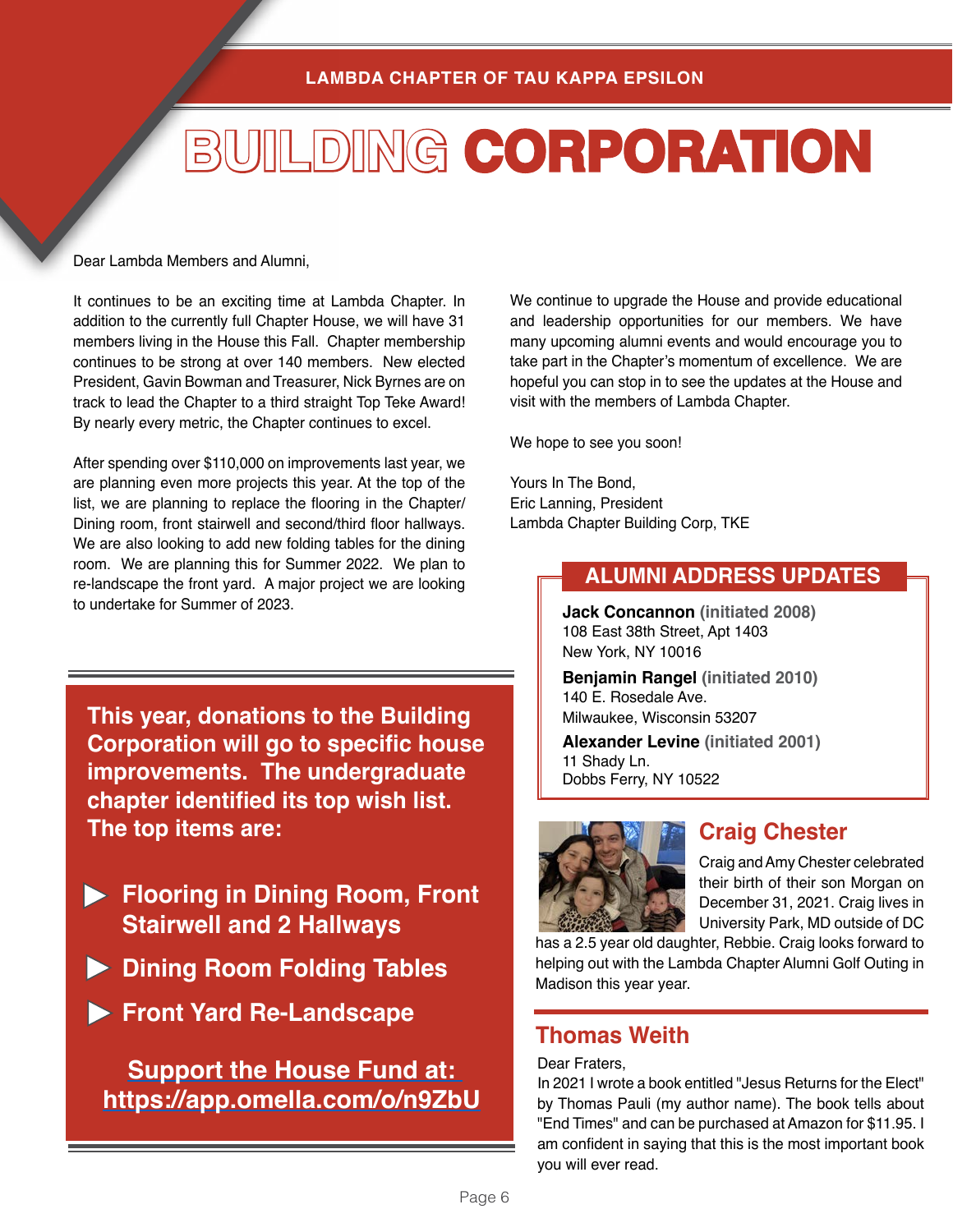LAMBDA CHAPTER OF TAU KAPPA EPSILON

# BUILDING CORPORATION

Dear Lambda Members and Alumni,

It continues to be an exciting time at Lambda Chapter. In addition to the currently full Chapter House, we will have 31 members living in the House this Fall. Chapter membership continues to be strong at over 140 members. New elected President, Gavin Bowman and Treasurer, Nick Byrnes are on track to lead the Chapter to a third straight Top Teke Award! By nearly every metric, the Chapter continues to excel.

After spending over $110,000 on improvements last year, we are planning even more projects this year. At the top of the list, we are planning to replace the flooring in the Chapter/Dining room, front stairwell and second/third floor hallways. We are also looking to add new folding tables for the dining room. We are planning this for Summer 2022. We plan to re-landscape the front yard. A major project we are looking to undertake for Summer of 2023.

We continue to upgrade the House and provide educational and leadership opportunities for our members. We have many upcoming alumni events and would encourage you to take part in the Chapter's momentum of excellence. We are hopeful you can stop in to see the updates at the House and visit with the members of Lambda Chapter.

We hope to see you soon!

Yours In The Bond,
Eric Lanning, President
Lambda Chapter Building Corp, TKE

**This year, donations to the Building Corporation will go to specific house improvements. The undergraduate chapter identified its top wish list. The top items are:**

- **Flooring in Dining Room, Front Stairwell and 2 Hallways**
- **Dining Room Folding Tables**
- **Front Yard Re-Landscape**

**Support the House Fund at: https://app.omella.com/o/n9ZbU**

## ALUMNI ADDRESS UPDATES

**Jack Concannon** (initiated 2008)
108 East 38th Street, Apt 1403
New York, NY 10016

**Benjamin Rangel** (initiated 2010)
140 E. Rosedale Ave.
Milwaukee, Wisconsin 53207

**Alexander Levine** (initiated 2001)
11 Shady Ln.
Dobbs Ferry, NY 10522

## Craig Chester

Craig and Amy Chester celebrated their birth of their son Morgan on December 31, 2021. Craig lives in University Park, MD outside of DC has a 2.5 year old daughter, Rebbie. Craig looks forward to helping out with the Lambda Chapter Alumni Golf Outing in Madison this year year.

## Thomas Weith

Dear Fraters,
In 2021 I wrote a book entitled "Jesus Returns for the Elect" by Thomas Pauli (my author name). The book tells about "End Times" and can be purchased at Amazon for $11.95. I am confident in saying that this is the most important book you will ever read.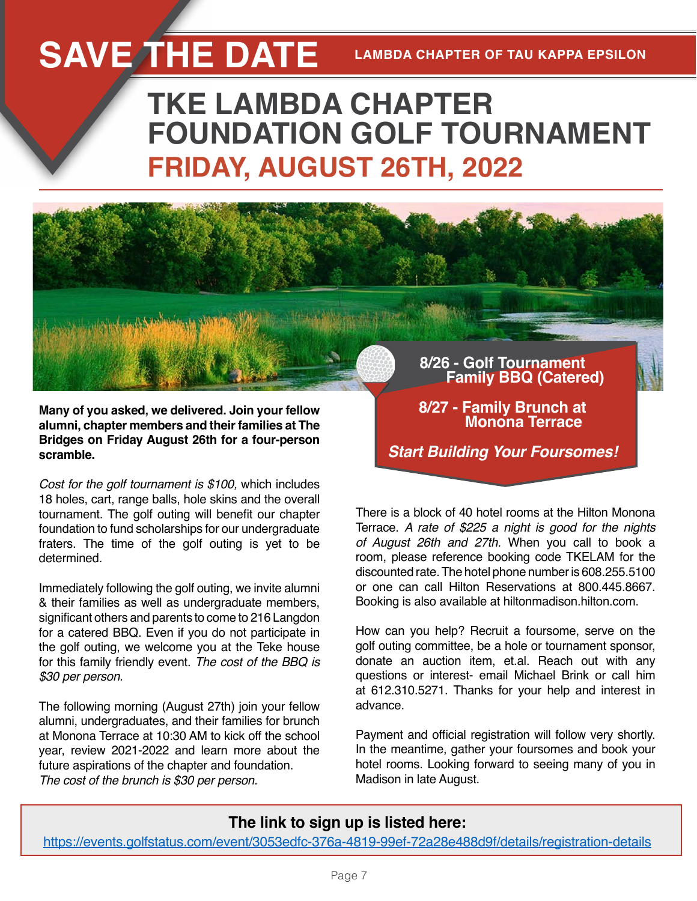# SAVE THE DATE

**LAMBDA CHAPTER OF TAU KAPPA EPSILON**

## TKE LAMBDA CHAPTER FOUNDATION GOLF TOURNAMENT

## FRIDAY, AUGUST 26TH, 2022

**8/26 - Golf Tournament Family BBQ (Catered)**

**8/27 - Family Brunch at Monona Terrace**

***Start Building Your Foursomes!***

**Many of you asked, we delivered. Join your fellow alumni, chapter members and their families at The Bridges on Friday August 26th for a four-person scramble.**

*Cost for the golf tournament is $100,* which includes 18 holes, cart, range balls, hole skins and the overall tournament. The golf outing will benefit our chapter foundation to fund scholarships for our undergraduate fraters. The time of the golf outing is yet to be determined.

Immediately following the golf outing, we invite alumni & their families as well as undergraduate members, significant others and parents to come to 216 Langdon for a catered BBQ. Even if you do not participate in the golf outing, we welcome you at the Teke house for this family friendly event. *The cost of the BBQ is $30 per person.*

The following morning (August 27th) join your fellow alumni, undergraduates, and their families for brunch at Monona Terrace at 10:30 AM to kick off the school year, review 2021-2022 and learn more about the future aspirations of the chapter and foundation.
*The cost of the brunch is $30 per person.*

There is a block of 40 hotel rooms at the Hilton Monona Terrace. *A rate of $225 a night is good for the nights of August 26th and 27th.* When you call to book a room, please reference booking code TKELAM for the discounted rate. The hotel phone number is 608.255.5100 or one can call Hilton Reservations at 800.445.8667. Booking is also available at hiltonmadison.hilton.com.

How can you help? Recruit a foursome, serve on the golf outing committee, be a hole or tournament sponsor, donate an auction item, et.al. Reach out with any questions or interest- email Michael Brink or call him at 612.310.5271. Thanks for your help and interest in advance.

Payment and official registration will follow very shortly. In the meantime, gather your foursomes and book your hotel rooms. Looking forward to seeing many of you in Madison in late August.

**The link to sign up is listed here:**

https://events.golfstatus.com/event/3053edfc-376a-4819-99ef-72a28e488d9f/details/registration-details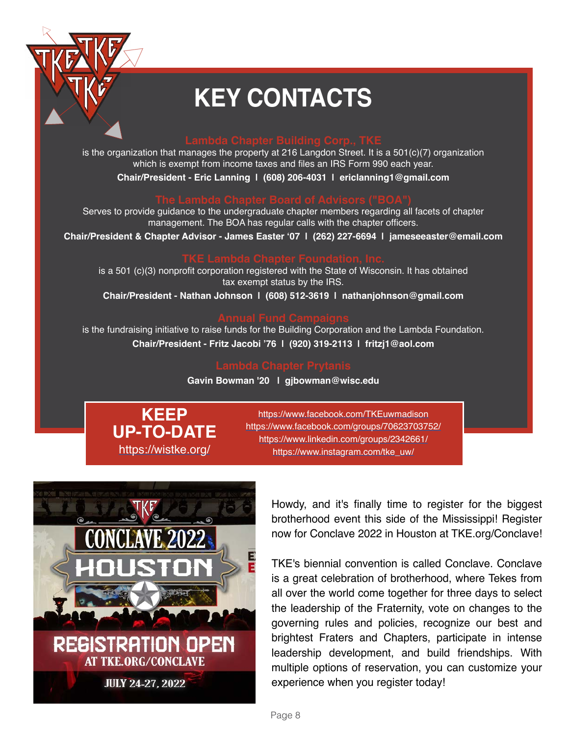# KEY CONTACTS

### Lambda Chapter Building Corp., TKE

is the organization that manages the property at 216 Langdon Street. It is a 501(c)(7) organization which is exempt from income taxes and files an IRS Form 990 each year.

**Chair/President - Eric Lanning | (608) 206-4031 | ericlanning1@gmail.com**

### The Lambda Chapter Board of Advisors ("BOA")

Serves to provide guidance to the undergraduate chapter members regarding all facets of chapter management. The BOA has regular calls with the chapter officers.

**Chair/President & Chapter Advisor - James Easter '07 | (262) 227-6694 | jameseeaster@email.com**

### TKE Lambda Chapter Foundation, Inc.

is a 501 (c)(3) nonprofit corporation registered with the State of Wisconsin. It has obtained tax exempt status by the IRS.

**Chair/President - Nathan Johnson | (608) 512-3619 | nathanjohnson@gmail.com**

### Annual Fund Campaigns

is the fundraising initiative to raise funds for the Building Corporation and the Lambda Foundation.

**Chair/President - Fritz Jacobi '76 | (920) 319-2113 | fritzj1@aol.com**

### Lambda Chapter Prytanis

**Gavin Bowman '20 | gjbowman@wisc.edu**

## KEEP UP-TO-DATE

https://wistke.org/

https://www.facebook.com/TKEuwmadison
https://www.facebook.com/groups/70623703752/
https://www.linkedin.com/groups/2342661/
https://www.instagram.com/tke_uw/

CONCLAVE 2022 HOUSTON
REGISTRATION OPEN AT TKE.ORG/CONCLAVE
JULY 24-27, 2022

Howdy, and it's finally time to register for the biggest brotherhood event this side of the Mississippi! Register now for Conclave 2022 in Houston at TKE.org/Conclave!

TKE's biennial convention is called Conclave. Conclave is a great celebration of brotherhood, where Tekes from all over the world come together for three days to select the leadership of the Fraternity, vote on changes to the governing rules and policies, recognize our best and brightest Fraters and Chapters, participate in intense leadership development, and build friendships. With multiple options of reservation, you can customize your experience when you register today!